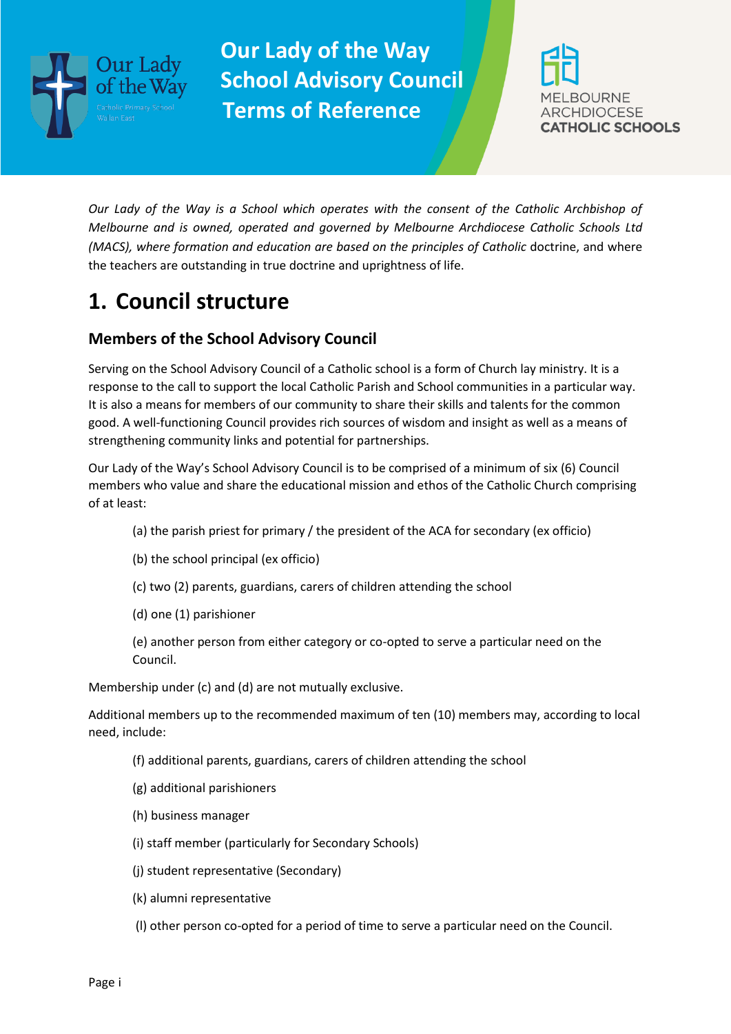# Our Lady of the Way School Advisory Council Terms of Reference

*Our Lady of the Way is a School which operates with the consent of the Catholic Archbishop of Melbourne and is owned, operated and governed by Melbourne Archdiocese Catholic Schools Ltd (MACS), where formation and education are based on the principles of Catholic* doctrine, and where the teachers are outstanding in true doctrine and uprightness of life.

## 1. Council structure

### Members of the School Advisory Council

Serving on the School Advisory Council of a Catholic school is a form of Church lay ministry. It is a response to the call to support the local Catholic Parish and School communities in a particular way. It is also a means for members of our community to share their skills and talents for the common good. A well-functioning Council provides rich sources of wisdom and insight as well as a means of strengthening community links and potential for partnerships.

Our Lady of the Way's School Advisory Council is to be comprised of a minimum of six (6) Council members who value and share the educational mission and ethos of the Catholic Church comprising of at least:

(a) the parish priest for primary / the president of the ACA for secondary (ex officio)

(b) the school principal (ex officio)

(c) two (2) parents, guardians, carers of children attending the school

(d) one (1) parishioner

(e) another person from either category or co-opted to serve a particular need on the Council.

Membership under (c) and (d) are not mutually exclusive.

Additional members up to the recommended maximum of ten (10) members may, according to local need, include:

(f) additional parents, guardians, carers of children attending the school

(g) additional parishioners

(h) business manager

(i) staff member (particularly for Secondary Schools)

(j) student representative (Secondary)

(k) alumni representative

(l) other person co-opted for a period of time to serve a particular need on the Council.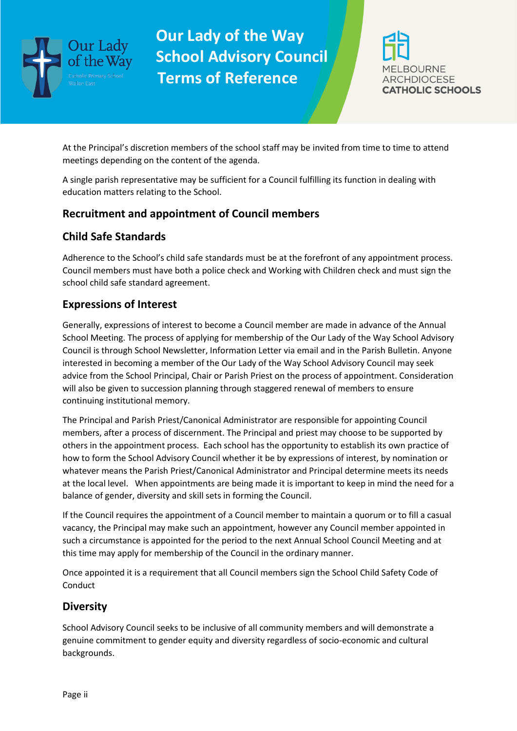At the Principal's discretion members of the school staff may be invited from time to time to attend meetings depending on the content of the agenda.

A single parish representative may be sufficient for a Council fulfilling its function in dealing with education matters relating to the School.

## Recruitment and appointment of Council members

## Child Safe Standards

Adherence to the School's child safe standards must be at the forefront of any appointment process. Council members must have both a police check and Working with Children check and must sign the school child safe standard agreement.

## Expressions of Interest

Generally, expressions of interest to become a Council member are made in advance of the Annual School Meeting. The process of applying for membership of the Our Lady of the Way School Advisory Council is through School Newsletter, Information Letter via email and in the Parish Bulletin. Anyone interested in becoming a member of the Our Lady of the Way School Advisory Council may seek advice from the School Principal, Chair or Parish Priest on the process of appointment. Consideration will also be given to succession planning through staggered renewal of members to ensure continuing institutional memory.

The Principal and Parish Priest/Canonical Administrator are responsible for appointing Council members, after a process of discernment. The Principal and priest may choose to be supported by others in the appointment process. Each school has the opportunity to establish its own practice of how to form the School Advisory Council whether it be by expressions of interest, by nomination or whatever means the Parish Priest/Canonical Administrator and Principal determine meets its needs at the local level. When appointments are being made it is important to keep in mind the need for a balance of gender, diversity and skill sets in forming the Council.

If the Council requires the appointment of a Council member to maintain a quorum or to fill a casual vacancy, the Principal may make such an appointment, however any Council member appointed in such a circumstance is appointed for the period to the next Annual School Council Meeting and at this time may apply for membership of the Council in the ordinary manner.

Once appointed it is a requirement that all Council members sign the School Child Safety Code of Conduct

## Diversity

School Advisory Council seeks to be inclusive of all community members and will demonstrate a genuine commitment to gender equity and diversity regardless of socio-economic and cultural backgrounds.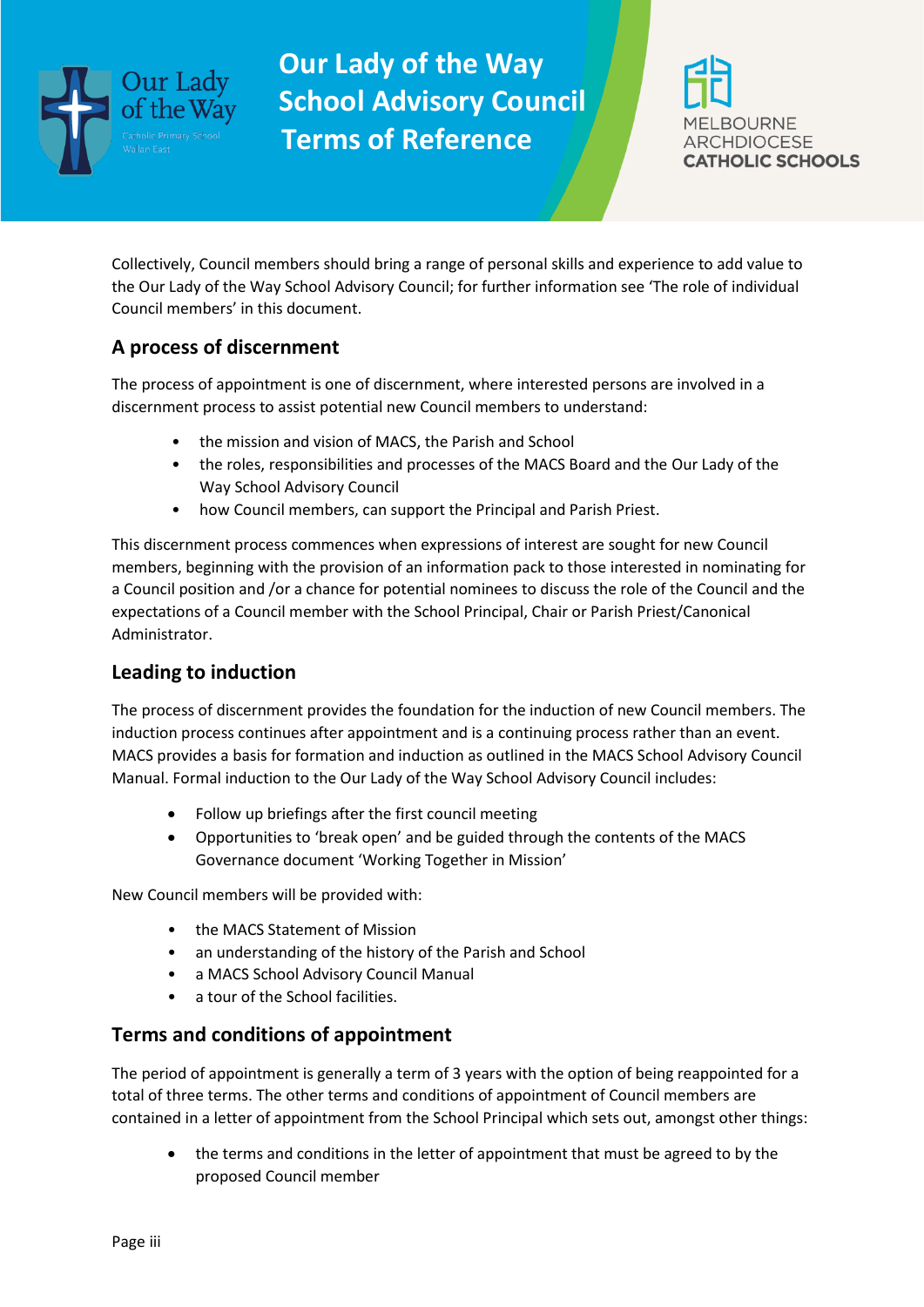Collectively, Council members should bring a range of personal skills and experience to add value to the Our Lady of the Way School Advisory Council; for further information see 'The role of individual Council members' in this document.

## A process of discernment

The process of appointment is one of discernment, where interested persons are involved in a discernment process to assist potential new Council members to understand:

- the mission and vision of MACS, the Parish and School
- the roles, responsibilities and processes of the MACS Board and the Our Lady of the Way School Advisory Council
- how Council members, can support the Principal and Parish Priest.

This discernment process commences when expressions of interest are sought for new Council members, beginning with the provision of an information pack to those interested in nominating for a Council position and /or a chance for potential nominees to discuss the role of the Council and the expectations of a Council member with the School Principal, Chair or Parish Priest/Canonical Administrator.

## Leading to induction

The process of discernment provides the foundation for the induction of new Council members. The induction process continues after appointment and is a continuing process rather than an event. MACS provides a basis for formation and induction as outlined in the MACS School Advisory Council Manual. Formal induction to the Our Lady of the Way School Advisory Council includes:

- Follow up briefings after the first council meeting
- Opportunities to 'break open' and be guided through the contents of the MACS Governance document 'Working Together in Mission'

New Council members will be provided with:

- the MACS Statement of Mission
- an understanding of the history of the Parish and School
- a MACS School Advisory Council Manual
- a tour of the School facilities.

## Terms and conditions of appointment

The period of appointment is generally a term of 3 years with the option of being reappointed for a total of three terms. The other terms and conditions of appointment of Council members are contained in a letter of appointment from the School Principal which sets out, amongst other things:

- the terms and conditions in the letter of appointment that must be agreed to by the proposed Council member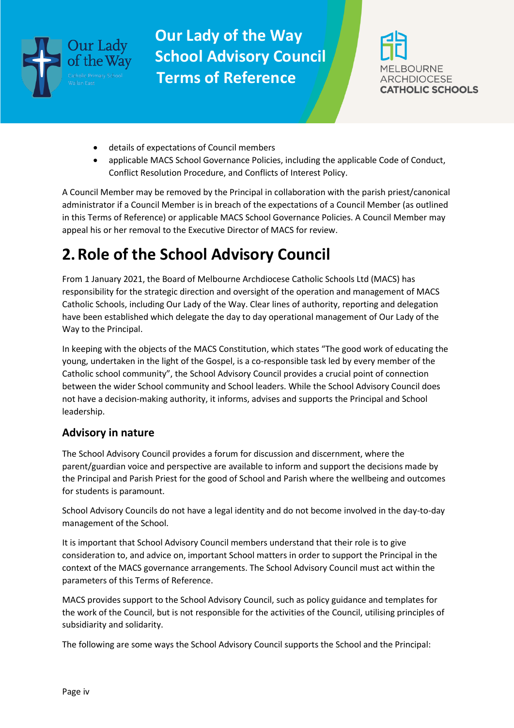- details of expectations of Council members
- applicable MACS School Governance Policies, including the applicable Code of Conduct, Conflict Resolution Procedure, and Conflicts of Interest Policy.

A Council Member may be removed by the Principal in collaboration with the parish priest/canonical administrator if a Council Member is in breach of the expectations of a Council Member (as outlined in this Terms of Reference) or applicable MACS School Governance Policies. A Council Member may appeal his or her removal to the Executive Director of MACS for review.

# 2. Role of the School Advisory Council

From 1 January 2021, the Board of Melbourne Archdiocese Catholic Schools Ltd (MACS) has responsibility for the strategic direction and oversight of the operation and management of MACS Catholic Schools, including Our Lady of the Way. Clear lines of authority, reporting and delegation have been established which delegate the day to day operational management of Our Lady of the Way to the Principal.

In keeping with the objects of the MACS Constitution, which states "The good work of educating the young, undertaken in the light of the Gospel, is a co-responsible task led by every member of the Catholic school community", the School Advisory Council provides a crucial point of connection between the wider School community and School leaders. While the School Advisory Council does not have a decision-making authority, it informs, advises and supports the Principal and School leadership.

## Advisory in nature

The School Advisory Council provides a forum for discussion and discernment, where the parent/guardian voice and perspective are available to inform and support the decisions made by the Principal and Parish Priest for the good of School and Parish where the wellbeing and outcomes for students is paramount.

School Advisory Councils do not have a legal identity and do not become involved in the day-to-day management of the School.

It is important that School Advisory Council members understand that their role is to give consideration to, and advice on, important School matters in order to support the Principal in the context of the MACS governance arrangements. The School Advisory Council must act within the parameters of this Terms of Reference.

MACS provides support to the School Advisory Council, such as policy guidance and templates for the work of the Council, but is not responsible for the activities of the Council, utilising principles of subsidiarity and solidarity.

The following are some ways the School Advisory Council supports the School and the Principal: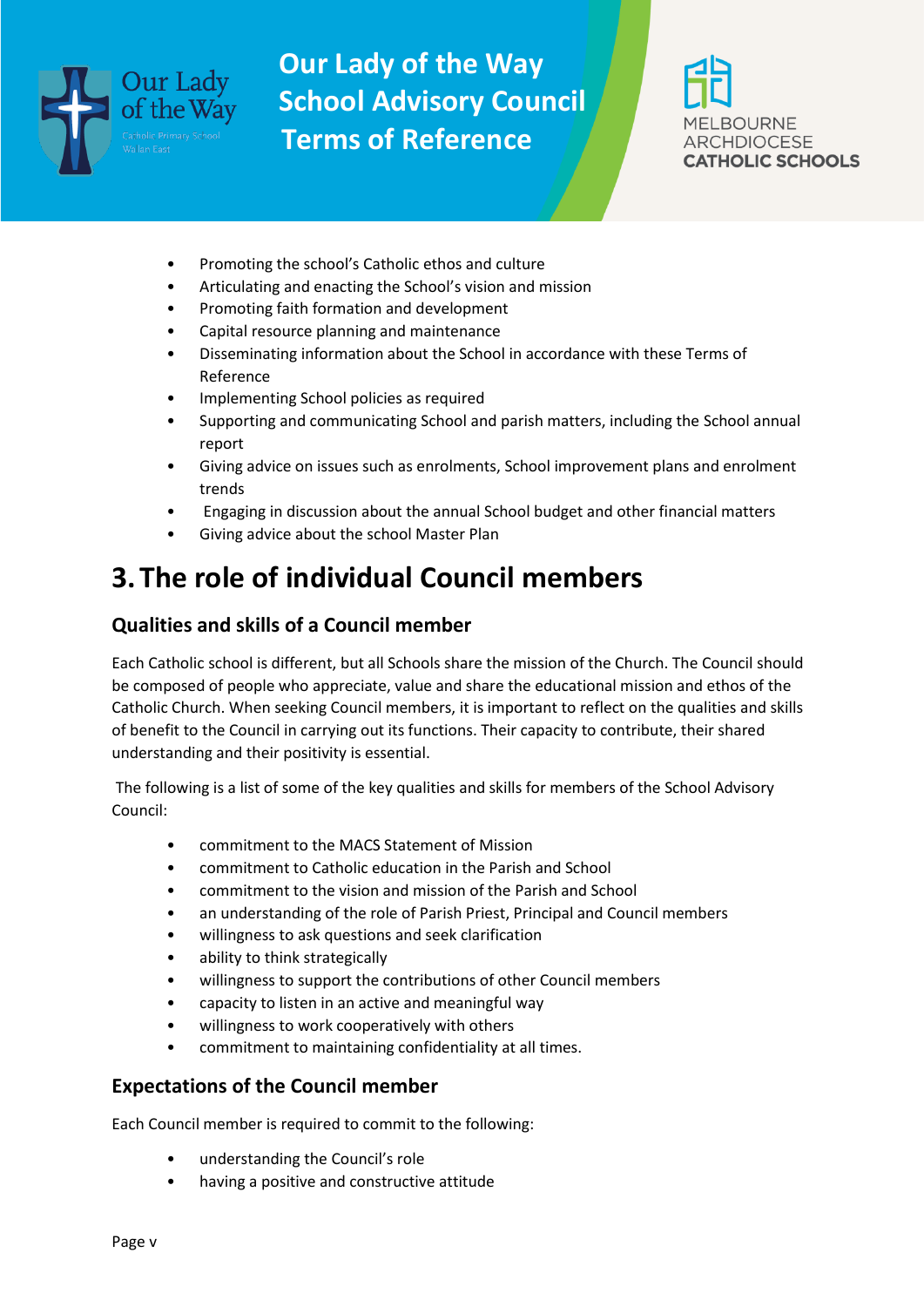- Promoting the school's Catholic ethos and culture
- Articulating and enacting the School's vision and mission
- Promoting faith formation and development
- Capital resource planning and maintenance
- Disseminating information about the School in accordance with these Terms of Reference
- Implementing School policies as required
- Supporting and communicating School and parish matters, including the School annual report
- Giving advice on issues such as enrolments, School improvement plans and enrolment trends
- Engaging in discussion about the annual School budget and other financial matters
- Giving advice about the school Master Plan

# 3. The role of individual Council members

## Qualities and skills of a Council member

Each Catholic school is different, but all Schools share the mission of the Church. The Council should be composed of people who appreciate, value and share the educational mission and ethos of the Catholic Church. When seeking Council members, it is important to reflect on the qualities and skills of benefit to the Council in carrying out its functions. Their capacity to contribute, their shared understanding and their positivity is essential.

The following is a list of some of the key qualities and skills for members of the School Advisory Council:

- commitment to the MACS Statement of Mission
- commitment to Catholic education in the Parish and School
- commitment to the vision and mission of the Parish and School
- an understanding of the role of Parish Priest, Principal and Council members
- willingness to ask questions and seek clarification
- ability to think strategically
- willingness to support the contributions of other Council members
- capacity to listen in an active and meaningful way
- willingness to work cooperatively with others
- commitment to maintaining confidentiality at all times.

## Expectations of the Council member

Each Council member is required to commit to the following:

- understanding the Council's role
- having a positive and constructive attitude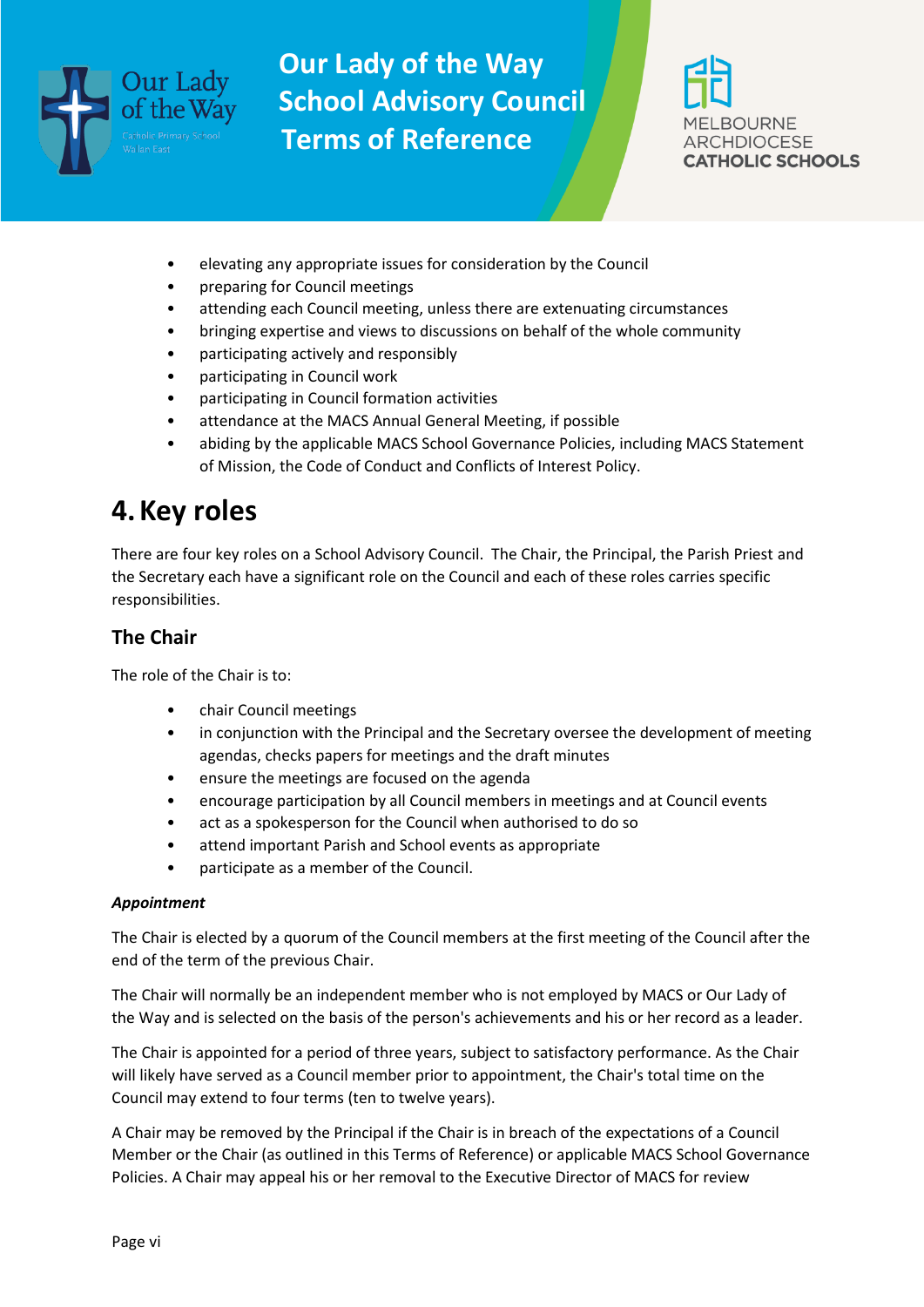- elevating any appropriate issues for consideration by the Council
- preparing for Council meetings
- attending each Council meeting, unless there are extenuating circumstances
- bringing expertise and views to discussions on behalf of the whole community
- participating actively and responsibly
- participating in Council work
- participating in Council formation activities
- attendance at the MACS Annual General Meeting, if possible
- abiding by the applicable MACS School Governance Policies, including MACS Statement of Mission, the Code of Conduct and Conflicts of Interest Policy.

# 4. Key roles

There are four key roles on a School Advisory Council. The Chair, the Principal, the Parish Priest and the Secretary each have a significant role on the Council and each of these roles carries specific responsibilities.

## The Chair

The role of the Chair is to:

- chair Council meetings
- in conjunction with the Principal and the Secretary oversee the development of meeting agendas, checks papers for meetings and the draft minutes
- ensure the meetings are focused on the agenda
- encourage participation by all Council members in meetings and at Council events
- act as a spokesperson for the Council when authorised to do so
- attend important Parish and School events as appropriate
- participate as a member of the Council.

***Appointment***

The Chair is elected by a quorum of the Council members at the first meeting of the Council after the end of the term of the previous Chair.

The Chair will normally be an independent member who is not employed by MACS or Our Lady of the Way and is selected on the basis of the person's achievements and his or her record as a leader.

The Chair is appointed for a period of three years, subject to satisfactory performance. As the Chair will likely have served as a Council member prior to appointment, the Chair's total time on the Council may extend to four terms (ten to twelve years).

A Chair may be removed by the Principal if the Chair is in breach of the expectations of a Council Member or the Chair (as outlined in this Terms of Reference) or applicable MACS School Governance Policies. A Chair may appeal his or her removal to the Executive Director of MACS for review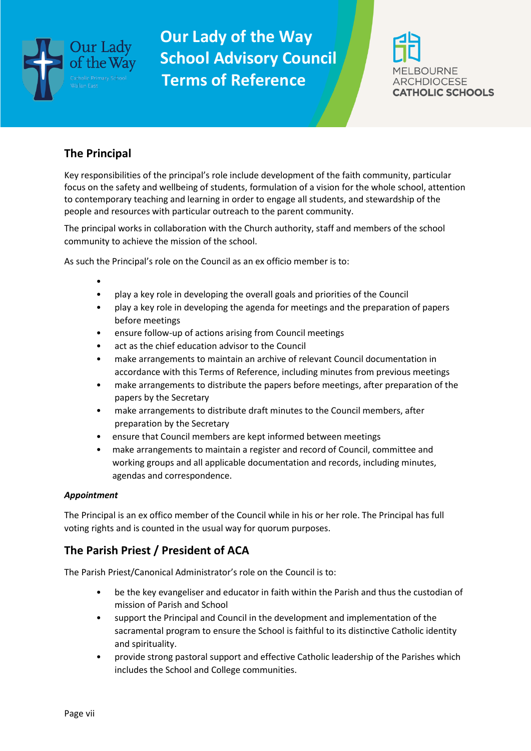## The Principal

Key responsibilities of the principal's role include development of the faith community, particular focus on the safety and wellbeing of students, formulation of a vision for the whole school, attention to contemporary teaching and learning in order to engage all students, and stewardship of the people and resources with particular outreach to the parent community.

The principal works in collaboration with the Church authority, staff and members of the school community to achieve the mission of the school.

As such the Principal's role on the Council as an ex officio member is to:

- play a key role in developing the overall goals and priorities of the Council
- play a key role in developing the agenda for meetings and the preparation of papers before meetings
- ensure follow-up of actions arising from Council meetings
- act as the chief education advisor to the Council
- make arrangements to maintain an archive of relevant Council documentation in accordance with this Terms of Reference, including minutes from previous meetings
- make arrangements to distribute the papers before meetings, after preparation of the papers by the Secretary
- make arrangements to distribute draft minutes to the Council members, after preparation by the Secretary
- ensure that Council members are kept informed between meetings
- make arrangements to maintain a register and record of Council, committee and working groups and all applicable documentation and records, including minutes, agendas and correspondence.

***Appointment***

The Principal is an ex offico member of the Council while in his or her role. The Principal has full voting rights and is counted in the usual way for quorum purposes.

## The Parish Priest / President of ACA

The Parish Priest/Canonical Administrator's role on the Council is to:

- be the key evangeliser and educator in faith within the Parish and thus the custodian of mission of Parish and School
- support the Principal and Council in the development and implementation of the sacramental program to ensure the School is faithful to its distinctive Catholic identity and spirituality.
- provide strong pastoral support and effective Catholic leadership of the Parishes which includes the School and College communities.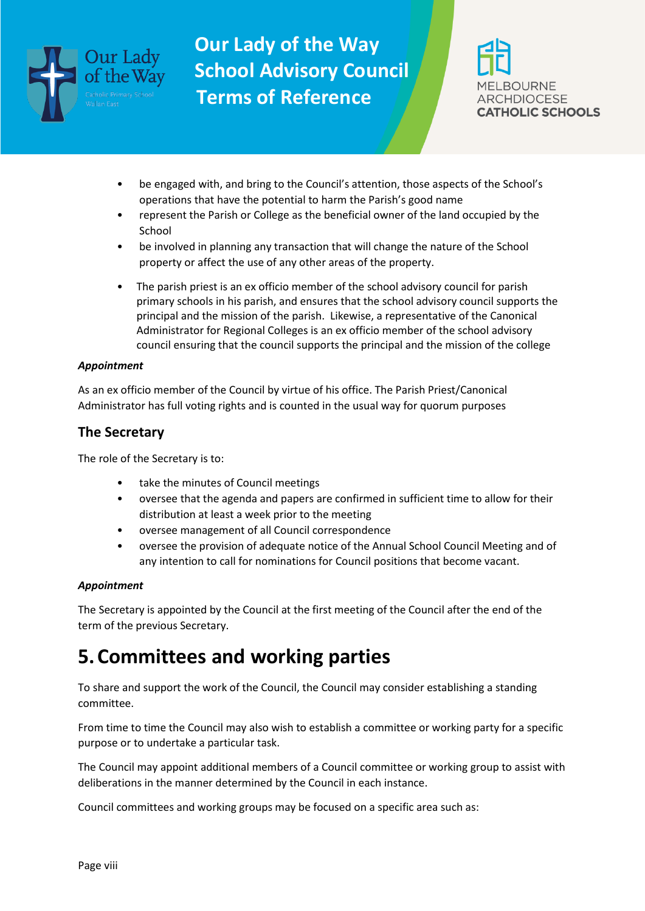- be engaged with, and bring to the Council's attention, those aspects of the School's operations that have the potential to harm the Parish's good name
- represent the Parish or College as the beneficial owner of the land occupied by the School
- be involved in planning any transaction that will change the nature of the School property or affect the use of any other areas of the property.

- The parish priest is an ex officio member of the school advisory council for parish primary schools in his parish, and ensures that the school advisory council supports the principal and the mission of the parish. Likewise, a representative of the Canonical Administrator for Regional Colleges is an ex officio member of the school advisory council ensuring that the council supports the principal and the mission of the college

***Appointment***

As an ex officio member of the Council by virtue of his office. The Parish Priest/Canonical Administrator has full voting rights and is counted in the usual way for quorum purposes

### The Secretary

The role of the Secretary is to:

- take the minutes of Council meetings
- oversee that the agenda and papers are confirmed in sufficient time to allow for their distribution at least a week prior to the meeting
- oversee management of all Council correspondence
- oversee the provision of adequate notice of the Annual School Council Meeting and of any intention to call for nominations for Council positions that become vacant.

***Appointment***

The Secretary is appointed by the Council at the first meeting of the Council after the end of the term of the previous Secretary.

# 5. Committees and working parties

To share and support the work of the Council, the Council may consider establishing a standing committee.

From time to time the Council may also wish to establish a committee or working party for a specific purpose or to undertake a particular task.

The Council may appoint additional members of a Council committee or working group to assist with deliberations in the manner determined by the Council in each instance.

Council committees and working groups may be focused on a specific area such as: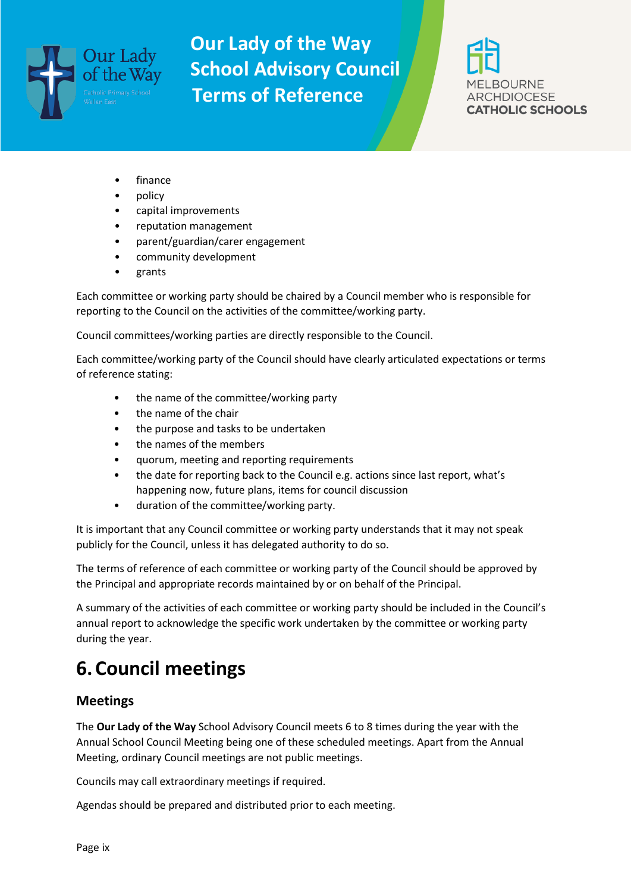- finance
- policy
- capital improvements
- reputation management
- parent/guardian/carer engagement
- community development
- grants

Each committee or working party should be chaired by a Council member who is responsible for reporting to the Council on the activities of the committee/working party.

Council committees/working parties are directly responsible to the Council.

Each committee/working party of the Council should have clearly articulated expectations or terms of reference stating:

- the name of the committee/working party
- the name of the chair
- the purpose and tasks to be undertaken
- the names of the members
- quorum, meeting and reporting requirements
- the date for reporting back to the Council e.g. actions since last report, what's happening now, future plans, items for council discussion
- duration of the committee/working party.

It is important that any Council committee or working party understands that it may not speak publicly for the Council, unless it has delegated authority to do so.

The terms of reference of each committee or working party of the Council should be approved by the Principal and appropriate records maintained by or on behalf of the Principal.

A summary of the activities of each committee or working party should be included in the Council's annual report to acknowledge the specific work undertaken by the committee or working party during the year.

# 6. Council meetings

## Meetings

The **Our Lady of the Way** School Advisory Council meets 6 to 8 times during the year with the Annual School Council Meeting being one of these scheduled meetings. Apart from the Annual Meeting, ordinary Council meetings are not public meetings.

Councils may call extraordinary meetings if required.

Agendas should be prepared and distributed prior to each meeting.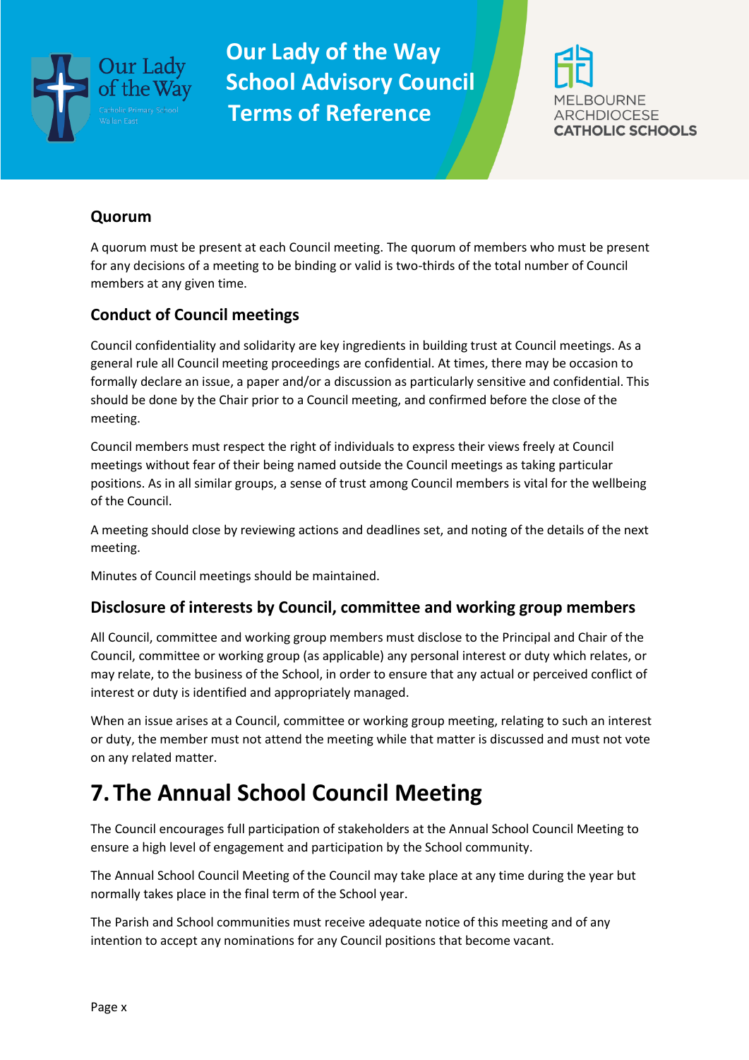### Quorum

A quorum must be present at each Council meeting. The quorum of members who must be present for any decisions of a meeting to be binding or valid is two-thirds of the total number of Council members at any given time.

### Conduct of Council meetings

Council confidentiality and solidarity are key ingredients in building trust at Council meetings. As a general rule all Council meeting proceedings are confidential. At times, there may be occasion to formally declare an issue, a paper and/or a discussion as particularly sensitive and confidential. This should be done by the Chair prior to a Council meeting, and confirmed before the close of the meeting.

Council members must respect the right of individuals to express their views freely at Council meetings without fear of their being named outside the Council meetings as taking particular positions. As in all similar groups, a sense of trust among Council members is vital for the wellbeing of the Council.

A meeting should close by reviewing actions and deadlines set, and noting of the details of the next meeting.

Minutes of Council meetings should be maintained.

### Disclosure of interests by Council, committee and working group members

All Council, committee and working group members must disclose to the Principal and Chair of the Council, committee or working group (as applicable) any personal interest or duty which relates, or may relate, to the business of the School, in order to ensure that any actual or perceived conflict of interest or duty is identified and appropriately managed.

When an issue arises at a Council, committee or working group meeting, relating to such an interest or duty, the member must not attend the meeting while that matter is discussed and must not vote on any related matter.

# 7. The Annual School Council Meeting

The Council encourages full participation of stakeholders at the Annual School Council Meeting to ensure a high level of engagement and participation by the School community.

The Annual School Council Meeting of the Council may take place at any time during the year but normally takes place in the final term of the School year.

The Parish and School communities must receive adequate notice of this meeting and of any intention to accept any nominations for any Council positions that become vacant.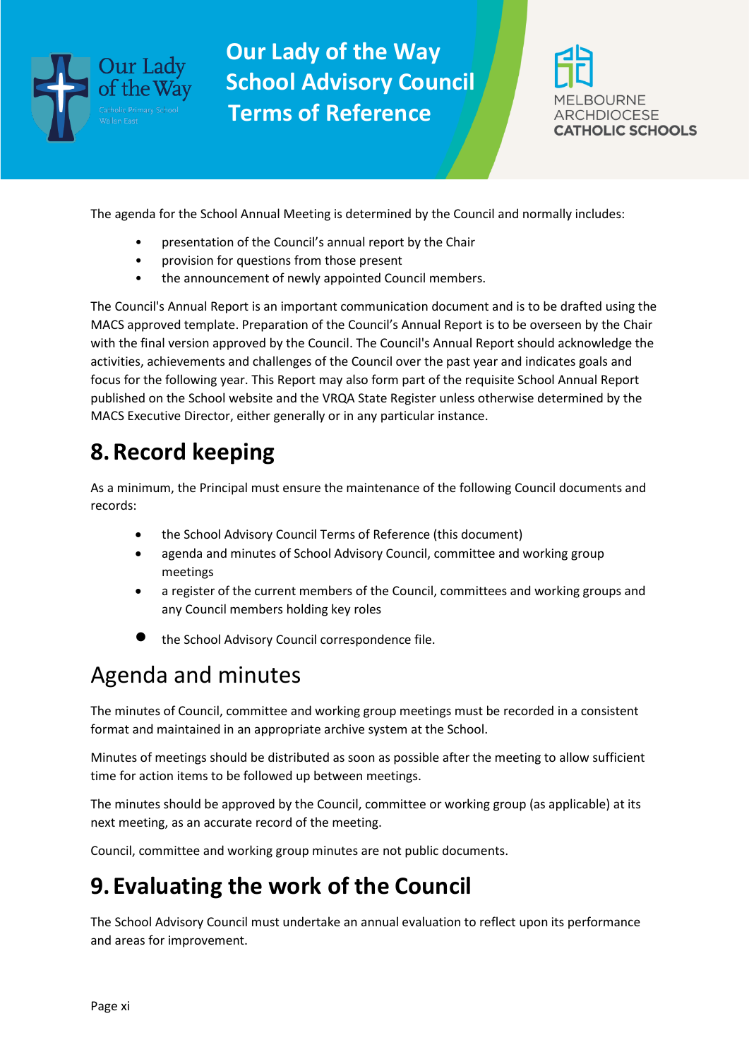The agenda for the School Annual Meeting is determined by the Council and normally includes:

- presentation of the Council's annual report by the Chair
- provision for questions from those present
- the announcement of newly appointed Council members.

The Council's Annual Report is an important communication document and is to be drafted using the MACS approved template. Preparation of the Council's Annual Report is to be overseen by the Chair with the final version approved by the Council. The Council's Annual Report should acknowledge the activities, achievements and challenges of the Council over the past year and indicates goals and focus for the following year. This Report may also form part of the requisite School Annual Report published on the School website and the VRQA State Register unless otherwise determined by the MACS Executive Director, either generally or in any particular instance.

# 8. Record keeping

As a minimum, the Principal must ensure the maintenance of the following Council documents and records:

- the School Advisory Council Terms of Reference (this document)
- agenda and minutes of School Advisory Council, committee and working group meetings
- a register of the current members of the Council, committees and working groups and any Council members holding key roles
- the School Advisory Council correspondence file.

## Agenda and minutes

The minutes of Council, committee and working group meetings must be recorded in a consistent format and maintained in an appropriate archive system at the School.

Minutes of meetings should be distributed as soon as possible after the meeting to allow sufficient time for action items to be followed up between meetings.

The minutes should be approved by the Council, committee or working group (as applicable) at its next meeting, as an accurate record of the meeting.

Council, committee and working group minutes are not public documents.

# 9. Evaluating the work of the Council

The School Advisory Council must undertake an annual evaluation to reflect upon its performance and areas for improvement.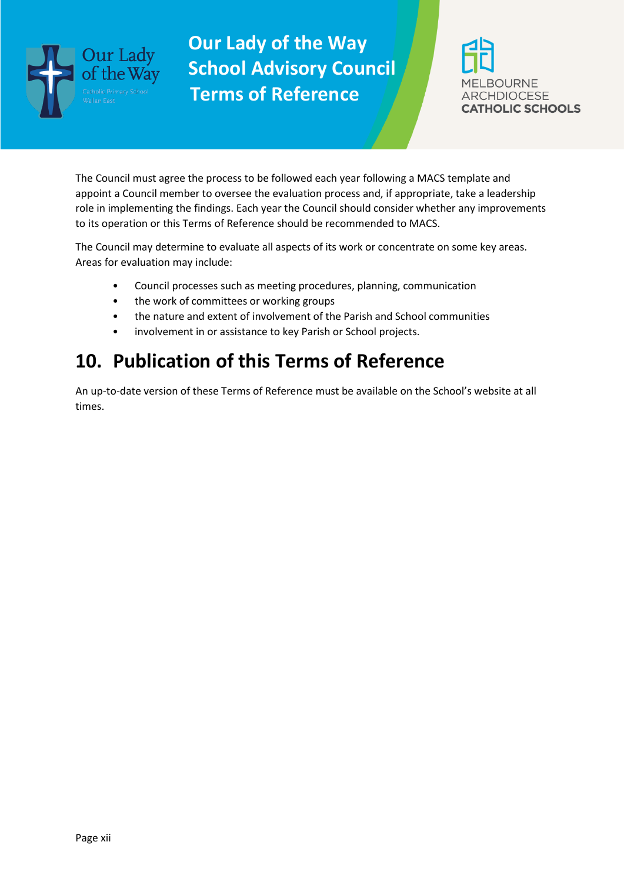The Council must agree the process to be followed each year following a MACS template and appoint a Council member to oversee the evaluation process and, if appropriate, take a leadership role in implementing the findings. Each year the Council should consider whether any improvements to its operation or this Terms of Reference should be recommended to MACS.

The Council may determine to evaluate all aspects of its work or concentrate on some key areas. Areas for evaluation may include:

- Council processes such as meeting procedures, planning, communication
- the work of committees or working groups
- the nature and extent of involvement of the Parish and School communities
- involvement in or assistance to key Parish or School projects.

# 10. Publication of this Terms of Reference

An up-to-date version of these Terms of Reference must be available on the School's website at all times.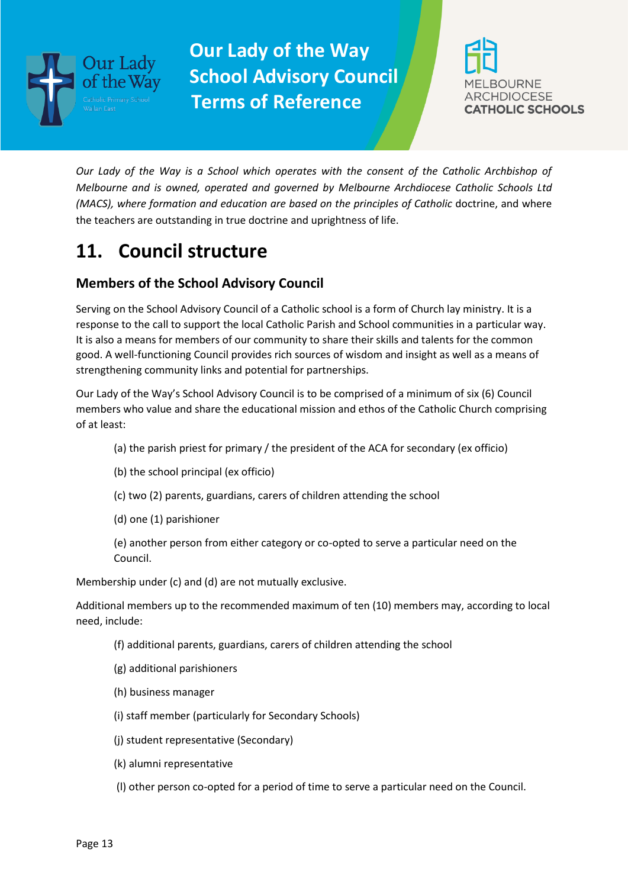*Our Lady of the Way is a School which operates with the consent of the Catholic Archbishop of Melbourne and is owned, operated and governed by Melbourne Archdiocese Catholic Schools Ltd (MACS), where formation and education are based on the principles of Catholic* doctrine, and where the teachers are outstanding in true doctrine and uprightness of life.

# 11. Council structure

## Members of the School Advisory Council

Serving on the School Advisory Council of a Catholic school is a form of Church lay ministry. It is a response to the call to support the local Catholic Parish and School communities in a particular way. It is also a means for members of our community to share their skills and talents for the common good. A well-functioning Council provides rich sources of wisdom and insight as well as a means of strengthening community links and potential for partnerships.

Our Lady of the Way's School Advisory Council is to be comprised of a minimum of six (6) Council members who value and share the educational mission and ethos of the Catholic Church comprising of at least:

(a) the parish priest for primary / the president of the ACA for secondary (ex officio)

(b) the school principal (ex officio)

(c) two (2) parents, guardians, carers of children attending the school

(d) one (1) parishioner

(e) another person from either category or co-opted to serve a particular need on the Council.

Membership under (c) and (d) are not mutually exclusive.

Additional members up to the recommended maximum of ten (10) members may, according to local need, include:

(f) additional parents, guardians, carers of children attending the school

(g) additional parishioners

(h) business manager

(i) staff member (particularly for Secondary Schools)

(j) student representative (Secondary)

(k) alumni representative

(l) other person co-opted for a period of time to serve a particular need on the Council.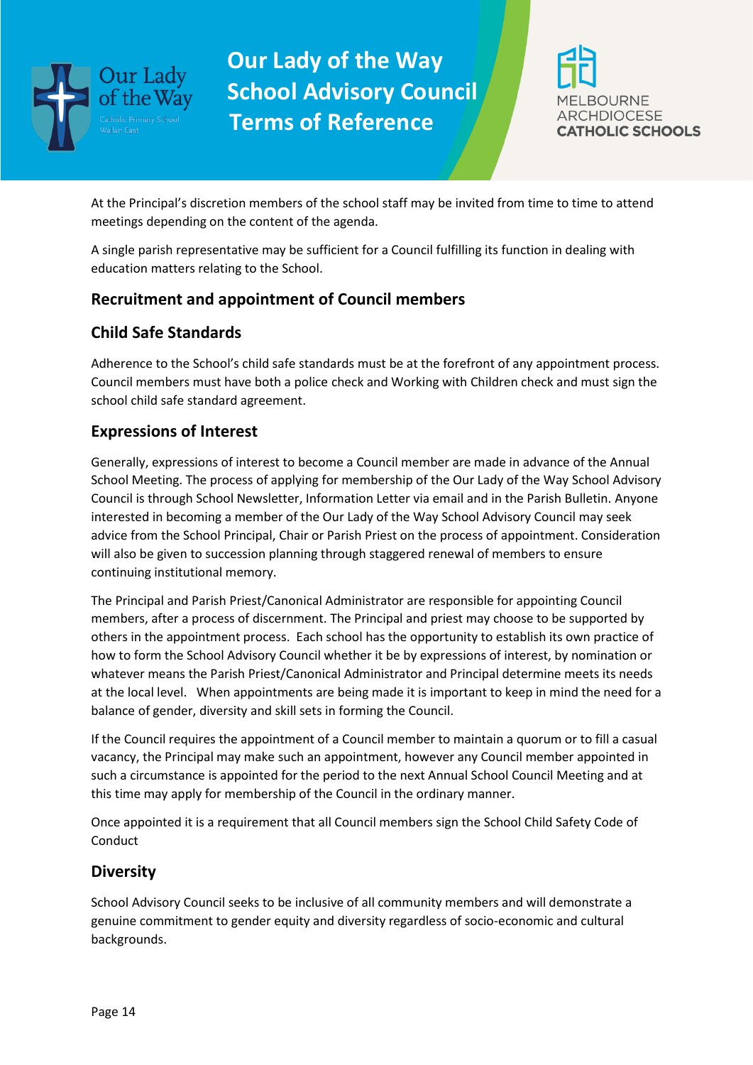At the Principal's discretion members of the school staff may be invited from time to time to attend meetings depending on the content of the agenda.

A single parish representative may be sufficient for a Council fulfilling its function in dealing with education matters relating to the School.

## Recruitment and appointment of Council members

### Child Safe Standards

Adherence to the School's child safe standards must be at the forefront of any appointment process. Council members must have both a police check and Working with Children check and must sign the school child safe standard agreement.

### Expressions of Interest

Generally, expressions of interest to become a Council member are made in advance of the Annual School Meeting. The process of applying for membership of the Our Lady of the Way School Advisory Council is through School Newsletter, Information Letter via email and in the Parish Bulletin. Anyone interested in becoming a member of the Our Lady of the Way School Advisory Council may seek advice from the School Principal, Chair or Parish Priest on the process of appointment. Consideration will also be given to succession planning through staggered renewal of members to ensure continuing institutional memory.

The Principal and Parish Priest/Canonical Administrator are responsible for appointing Council members, after a process of discernment. The Principal and priest may choose to be supported by others in the appointment process. Each school has the opportunity to establish its own practice of how to form the School Advisory Council whether it be by expressions of interest, by nomination or whatever means the Parish Priest/Canonical Administrator and Principal determine meets its needs at the local level. When appointments are being made it is important to keep in mind the need for a balance of gender, diversity and skill sets in forming the Council.

If the Council requires the appointment of a Council member to maintain a quorum or to fill a casual vacancy, the Principal may make such an appointment, however any Council member appointed in such a circumstance is appointed for the period to the next Annual School Council Meeting and at this time may apply for membership of the Council in the ordinary manner.

Once appointed it is a requirement that all Council members sign the School Child Safety Code of Conduct

### Diversity

School Advisory Council seeks to be inclusive of all community members and will demonstrate a genuine commitment to gender equity and diversity regardless of socio-economic and cultural backgrounds.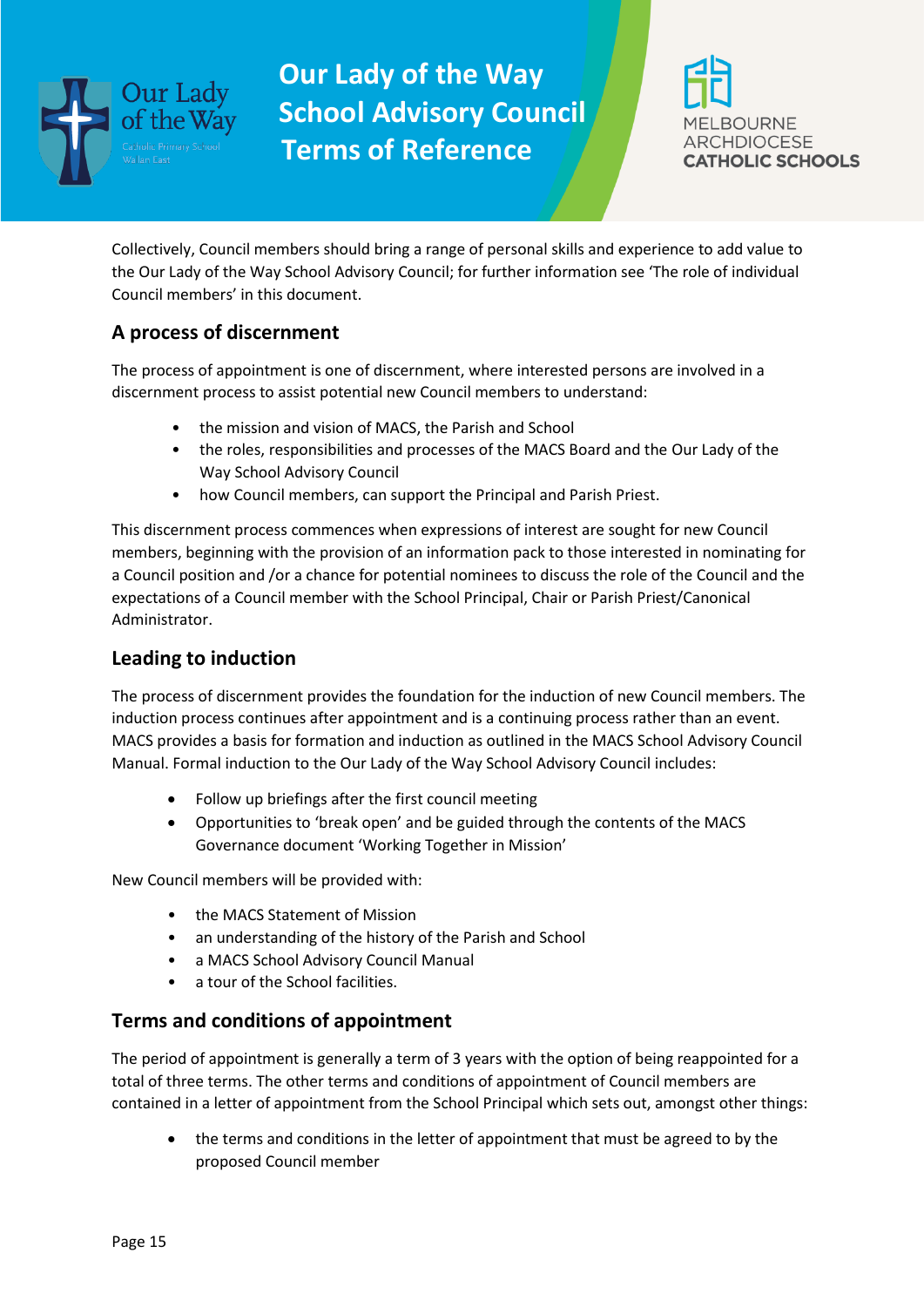Collectively, Council members should bring a range of personal skills and experience to add value to the Our Lady of the Way School Advisory Council; for further information see 'The role of individual Council members' in this document.

## A process of discernment

The process of appointment is one of discernment, where interested persons are involved in a discernment process to assist potential new Council members to understand:

- the mission and vision of MACS, the Parish and School
- the roles, responsibilities and processes of the MACS Board and the Our Lady of the Way School Advisory Council
- how Council members, can support the Principal and Parish Priest.

This discernment process commences when expressions of interest are sought for new Council members, beginning with the provision of an information pack to those interested in nominating for a Council position and /or a chance for potential nominees to discuss the role of the Council and the expectations of a Council member with the School Principal, Chair or Parish Priest/Canonical Administrator.

## Leading to induction

The process of discernment provides the foundation for the induction of new Council members. The induction process continues after appointment and is a continuing process rather than an event. MACS provides a basis for formation and induction as outlined in the MACS School Advisory Council Manual. Formal induction to the Our Lady of the Way School Advisory Council includes:

- Follow up briefings after the first council meeting
- Opportunities to 'break open' and be guided through the contents of the MACS Governance document 'Working Together in Mission'

New Council members will be provided with:

- the MACS Statement of Mission
- an understanding of the history of the Parish and School
- a MACS School Advisory Council Manual
- a tour of the School facilities.

## Terms and conditions of appointment

The period of appointment is generally a term of 3 years with the option of being reappointed for a total of three terms. The other terms and conditions of appointment of Council members are contained in a letter of appointment from the School Principal which sets out, amongst other things:

- the terms and conditions in the letter of appointment that must be agreed to by the proposed Council member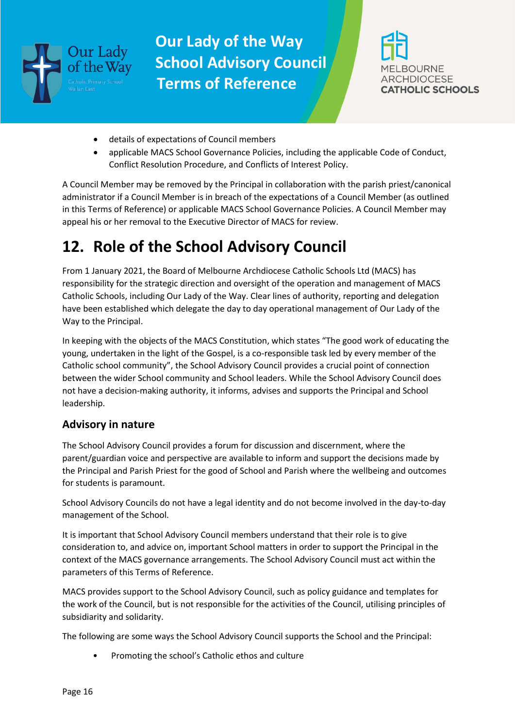- details of expectations of Council members
- applicable MACS School Governance Policies, including the applicable Code of Conduct, Conflict Resolution Procedure, and Conflicts of Interest Policy.

A Council Member may be removed by the Principal in collaboration with the parish priest/canonical administrator if a Council Member is in breach of the expectations of a Council Member (as outlined in this Terms of Reference) or applicable MACS School Governance Policies. A Council Member may appeal his or her removal to the Executive Director of MACS for review.

# 12. Role of the School Advisory Council

From 1 January 2021, the Board of Melbourne Archdiocese Catholic Schools Ltd (MACS) has responsibility for the strategic direction and oversight of the operation and management of MACS Catholic Schools, including Our Lady of the Way. Clear lines of authority, reporting and delegation have been established which delegate the day to day operational management of Our Lady of the Way to the Principal.

In keeping with the objects of the MACS Constitution, which states "The good work of educating the young, undertaken in the light of the Gospel, is a co-responsible task led by every member of the Catholic school community", the School Advisory Council provides a crucial point of connection between the wider School community and School leaders. While the School Advisory Council does not have a decision-making authority, it informs, advises and supports the Principal and School leadership.

## Advisory in nature

The School Advisory Council provides a forum for discussion and discernment, where the parent/guardian voice and perspective are available to inform and support the decisions made by the Principal and Parish Priest for the good of School and Parish where the wellbeing and outcomes for students is paramount.

School Advisory Councils do not have a legal identity and do not become involved in the day-to-day management of the School.

It is important that School Advisory Council members understand that their role is to give consideration to, and advice on, important School matters in order to support the Principal in the context of the MACS governance arrangements. The School Advisory Council must act within the parameters of this Terms of Reference.

MACS provides support to the School Advisory Council, such as policy guidance and templates for the work of the Council, but is not responsible for the activities of the Council, utilising principles of subsidiarity and solidarity.

The following are some ways the School Advisory Council supports the School and the Principal:

- Promoting the school's Catholic ethos and culture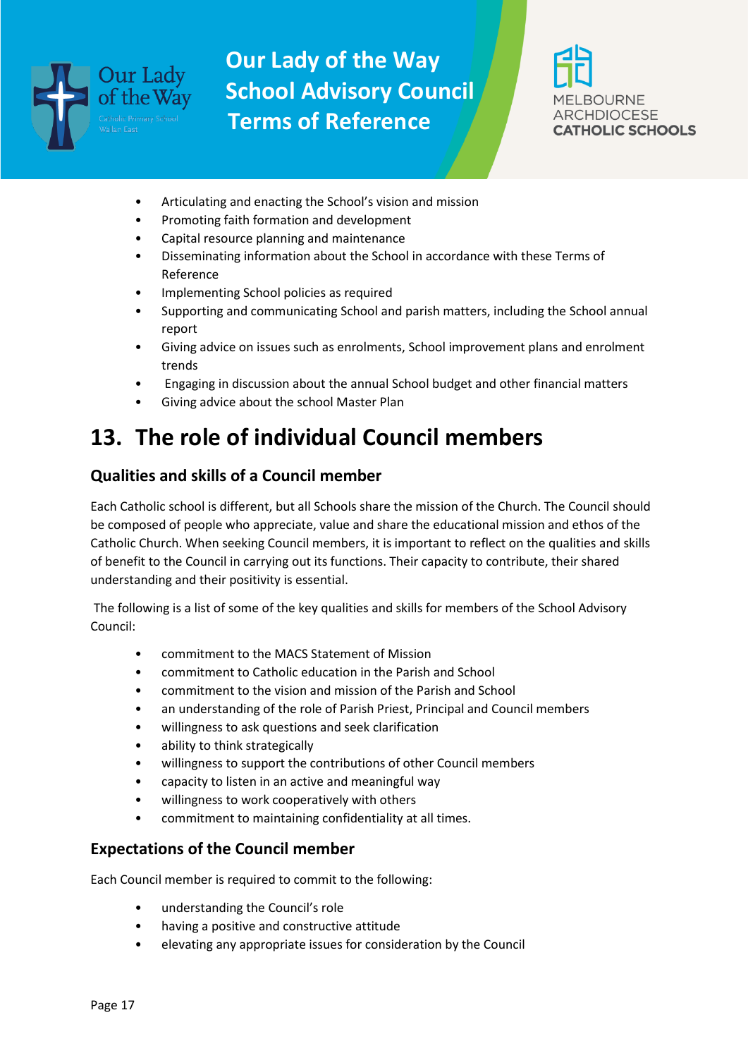- Articulating and enacting the School's vision and mission
- Promoting faith formation and development
- Capital resource planning and maintenance
- Disseminating information about the School in accordance with these Terms of Reference
- Implementing School policies as required
- Supporting and communicating School and parish matters, including the School annual report
- Giving advice on issues such as enrolments, School improvement plans and enrolment trends
- Engaging in discussion about the annual School budget and other financial matters
- Giving advice about the school Master Plan

# 13. The role of individual Council members

## Qualities and skills of a Council member

Each Catholic school is different, but all Schools share the mission of the Church. The Council should be composed of people who appreciate, value and share the educational mission and ethos of the Catholic Church. When seeking Council members, it is important to reflect on the qualities and skills of benefit to the Council in carrying out its functions. Their capacity to contribute, their shared understanding and their positivity is essential.

The following is a list of some of the key qualities and skills for members of the School Advisory Council:

- commitment to the MACS Statement of Mission
- commitment to Catholic education in the Parish and School
- commitment to the vision and mission of the Parish and School
- an understanding of the role of Parish Priest, Principal and Council members
- willingness to ask questions and seek clarification
- ability to think strategically
- willingness to support the contributions of other Council members
- capacity to listen in an active and meaningful way
- willingness to work cooperatively with others
- commitment to maintaining confidentiality at all times.

## Expectations of the Council member

Each Council member is required to commit to the following:

- understanding the Council's role
- having a positive and constructive attitude
- elevating any appropriate issues for consideration by the Council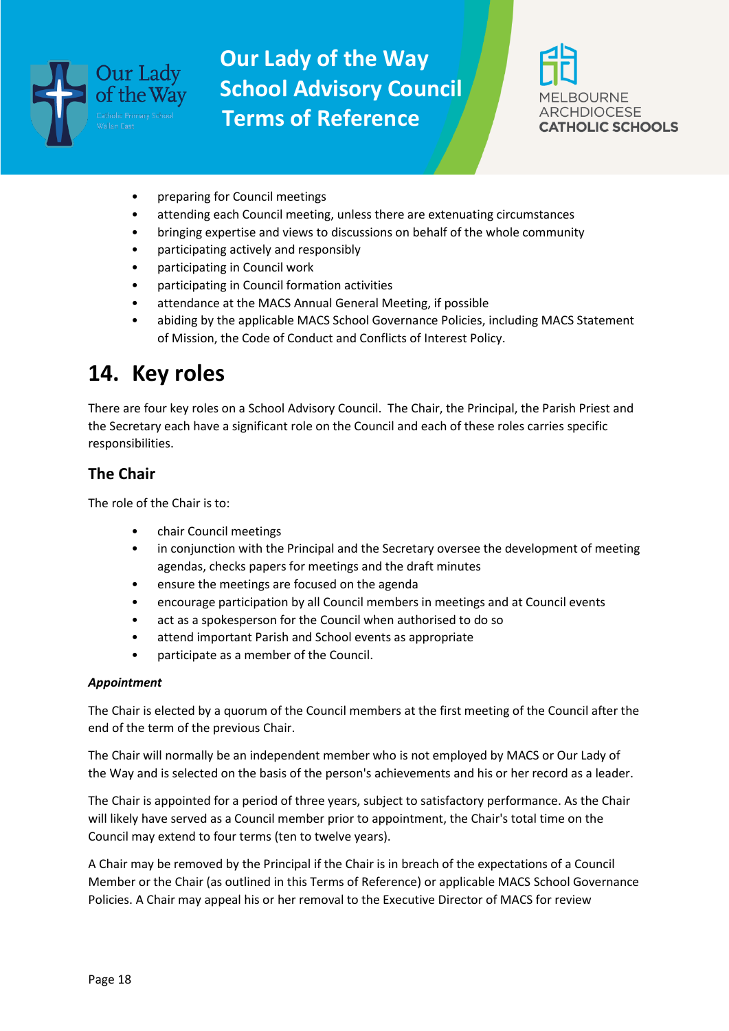- preparing for Council meetings
- attending each Council meeting, unless there are extenuating circumstances
- bringing expertise and views to discussions on behalf of the whole community
- participating actively and responsibly
- participating in Council work
- participating in Council formation activities
- attendance at the MACS Annual General Meeting, if possible
- abiding by the applicable MACS School Governance Policies, including MACS Statement of Mission, the Code of Conduct and Conflicts of Interest Policy.

# 14. Key roles

There are four key roles on a School Advisory Council. The Chair, the Principal, the Parish Priest and the Secretary each have a significant role on the Council and each of these roles carries specific responsibilities.

## The Chair

The role of the Chair is to:

- chair Council meetings
- in conjunction with the Principal and the Secretary oversee the development of meeting agendas, checks papers for meetings and the draft minutes
- ensure the meetings are focused on the agenda
- encourage participation by all Council members in meetings and at Council events
- act as a spokesperson for the Council when authorised to do so
- attend important Parish and School events as appropriate
- participate as a member of the Council.

***Appointment***

The Chair is elected by a quorum of the Council members at the first meeting of the Council after the end of the term of the previous Chair.

The Chair will normally be an independent member who is not employed by MACS or Our Lady of the Way and is selected on the basis of the person's achievements and his or her record as a leader.

The Chair is appointed for a period of three years, subject to satisfactory performance. As the Chair will likely have served as a Council member prior to appointment, the Chair's total time on the Council may extend to four terms (ten to twelve years).

A Chair may be removed by the Principal if the Chair is in breach of the expectations of a Council Member or the Chair (as outlined in this Terms of Reference) or applicable MACS School Governance Policies. A Chair may appeal his or her removal to the Executive Director of MACS for review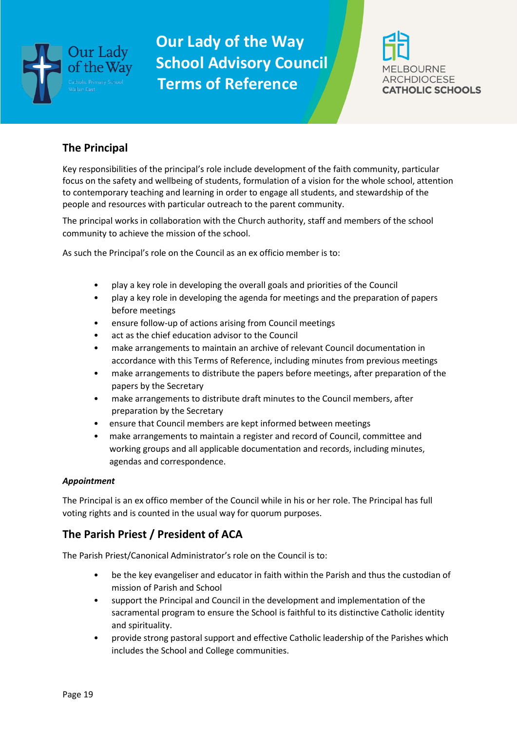## The Principal

Key responsibilities of the principal's role include development of the faith community, particular focus on the safety and wellbeing of students, formulation of a vision for the whole school, attention to contemporary teaching and learning in order to engage all students, and stewardship of the people and resources with particular outreach to the parent community.

The principal works in collaboration with the Church authority, staff and members of the school community to achieve the mission of the school.

As such the Principal's role on the Council as an ex officio member is to:

- play a key role in developing the overall goals and priorities of the Council
- play a key role in developing the agenda for meetings and the preparation of papers before meetings
- ensure follow-up of actions arising from Council meetings
- act as the chief education advisor to the Council
- make arrangements to maintain an archive of relevant Council documentation in accordance with this Terms of Reference, including minutes from previous meetings
- make arrangements to distribute the papers before meetings, after preparation of the papers by the Secretary
- make arrangements to distribute draft minutes to the Council members, after preparation by the Secretary
- ensure that Council members are kept informed between meetings
- make arrangements to maintain a register and record of Council, committee and working groups and all applicable documentation and records, including minutes, agendas and correspondence.

***Appointment***

The Principal is an ex offico member of the Council while in his or her role. The Principal has full voting rights and is counted in the usual way for quorum purposes.

## The Parish Priest / President of ACA

The Parish Priest/Canonical Administrator's role on the Council is to:

- be the key evangeliser and educator in faith within the Parish and thus the custodian of mission of Parish and School
- support the Principal and Council in the development and implementation of the sacramental program to ensure the School is faithful to its distinctive Catholic identity and spirituality.
- provide strong pastoral support and effective Catholic leadership of the Parishes which includes the School and College communities.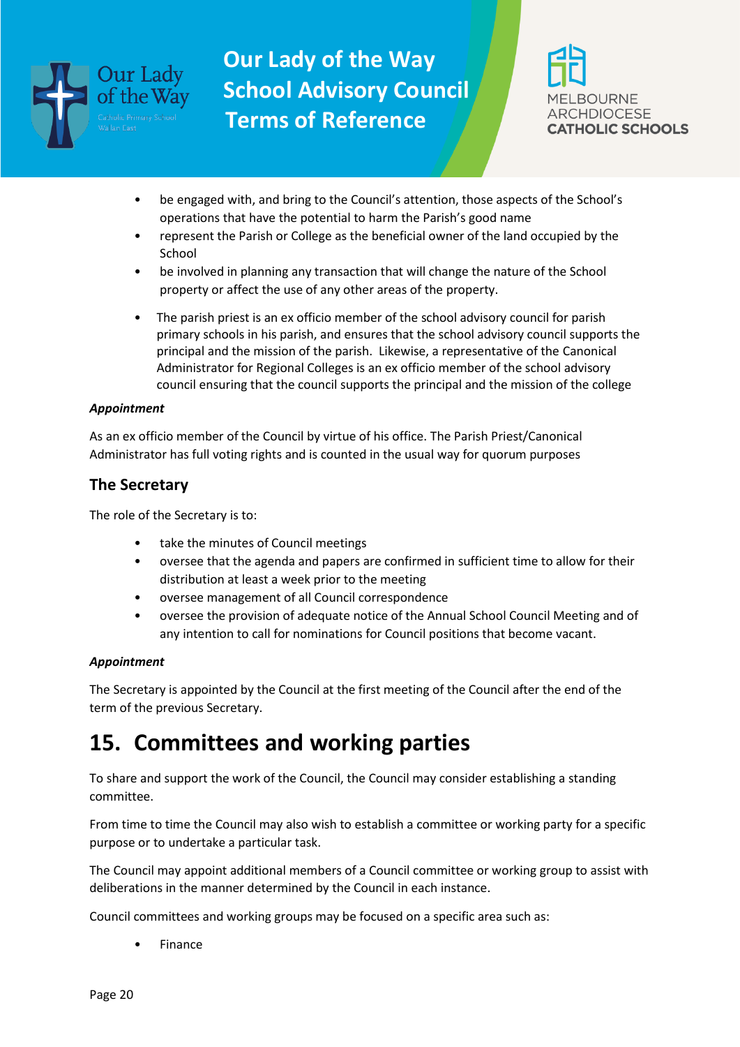- be engaged with, and bring to the Council's attention, those aspects of the School's operations that have the potential to harm the Parish's good name
- represent the Parish or College as the beneficial owner of the land occupied by the School
- be involved in planning any transaction that will change the nature of the School property or affect the use of any other areas of the property.

- The parish priest is an ex officio member of the school advisory council for parish primary schools in his parish, and ensures that the school advisory council supports the principal and the mission of the parish. Likewise, a representative of the Canonical Administrator for Regional Colleges is an ex officio member of the school advisory council ensuring that the council supports the principal and the mission of the college

***Appointment***

As an ex officio member of the Council by virtue of his office. The Parish Priest/Canonical Administrator has full voting rights and is counted in the usual way for quorum purposes

### The Secretary

The role of the Secretary is to:

- take the minutes of Council meetings
- oversee that the agenda and papers are confirmed in sufficient time to allow for their distribution at least a week prior to the meeting
- oversee management of all Council correspondence
- oversee the provision of adequate notice of the Annual School Council Meeting and of any intention to call for nominations for Council positions that become vacant.

***Appointment***

The Secretary is appointed by the Council at the first meeting of the Council after the end of the term of the previous Secretary.

# 15. Committees and working parties

To share and support the work of the Council, the Council may consider establishing a standing committee.

From time to time the Council may also wish to establish a committee or working party for a specific purpose or to undertake a particular task.

The Council may appoint additional members of a Council committee or working group to assist with deliberations in the manner determined by the Council in each instance.

Council committees and working groups may be focused on a specific area such as:

- Finance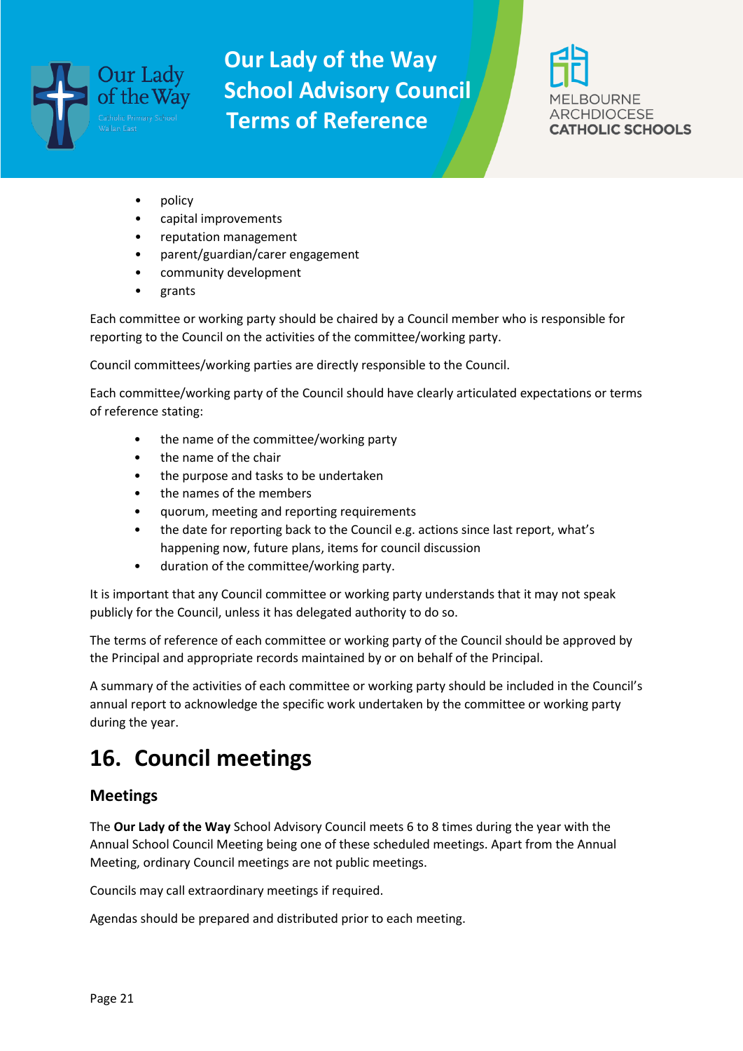- policy
- capital improvements
- reputation management
- parent/guardian/carer engagement
- community development
- grants

Each committee or working party should be chaired by a Council member who is responsible for reporting to the Council on the activities of the committee/working party.

Council committees/working parties are directly responsible to the Council.

Each committee/working party of the Council should have clearly articulated expectations or terms of reference stating:

- the name of the committee/working party
- the name of the chair
- the purpose and tasks to be undertaken
- the names of the members
- quorum, meeting and reporting requirements
- the date for reporting back to the Council e.g. actions since last report, what's happening now, future plans, items for council discussion
- duration of the committee/working party.

It is important that any Council committee or working party understands that it may not speak publicly for the Council, unless it has delegated authority to do so.

The terms of reference of each committee or working party of the Council should be approved by the Principal and appropriate records maintained by or on behalf of the Principal.

A summary of the activities of each committee or working party should be included in the Council's annual report to acknowledge the specific work undertaken by the committee or working party during the year.

# 16. Council meetings

## Meetings

The **Our Lady of the Way** School Advisory Council meets 6 to 8 times during the year with the Annual School Council Meeting being one of these scheduled meetings. Apart from the Annual Meeting, ordinary Council meetings are not public meetings.

Councils may call extraordinary meetings if required.

Agendas should be prepared and distributed prior to each meeting.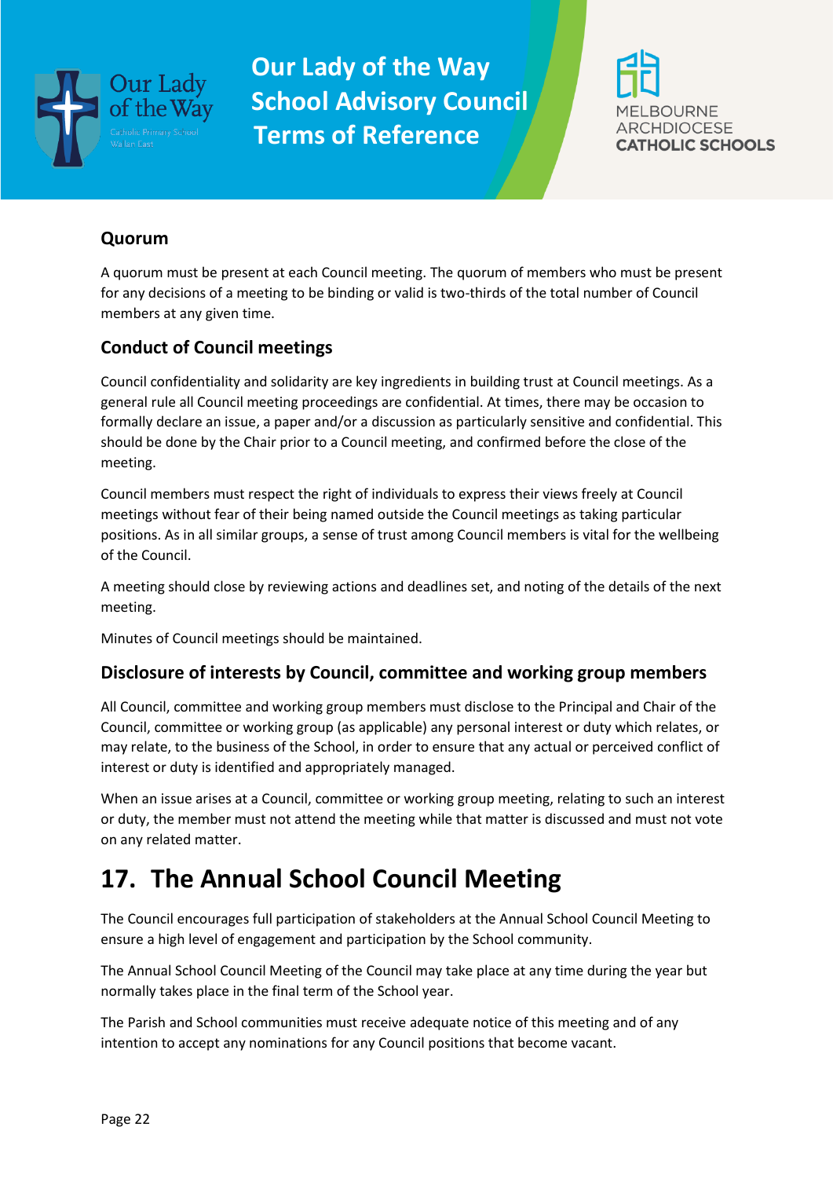### Quorum

A quorum must be present at each Council meeting. The quorum of members who must be present for any decisions of a meeting to be binding or valid is two-thirds of the total number of Council members at any given time.

### Conduct of Council meetings

Council confidentiality and solidarity are key ingredients in building trust at Council meetings. As a general rule all Council meeting proceedings are confidential. At times, there may be occasion to formally declare an issue, a paper and/or a discussion as particularly sensitive and confidential. This should be done by the Chair prior to a Council meeting, and confirmed before the close of the meeting.

Council members must respect the right of individuals to express their views freely at Council meetings without fear of their being named outside the Council meetings as taking particular positions. As in all similar groups, a sense of trust among Council members is vital for the wellbeing of the Council.

A meeting should close by reviewing actions and deadlines set, and noting of the details of the next meeting.

Minutes of Council meetings should be maintained.

### Disclosure of interests by Council, committee and working group members

All Council, committee and working group members must disclose to the Principal and Chair of the Council, committee or working group (as applicable) any personal interest or duty which relates, or may relate, to the business of the School, in order to ensure that any actual or perceived conflict of interest or duty is identified and appropriately managed.

When an issue arises at a Council, committee or working group meeting, relating to such an interest or duty, the member must not attend the meeting while that matter is discussed and must not vote on any related matter.

# 17. The Annual School Council Meeting

The Council encourages full participation of stakeholders at the Annual School Council Meeting to ensure a high level of engagement and participation by the School community.

The Annual School Council Meeting of the Council may take place at any time during the year but normally takes place in the final term of the School year.

The Parish and School communities must receive adequate notice of this meeting and of any intention to accept any nominations for any Council positions that become vacant.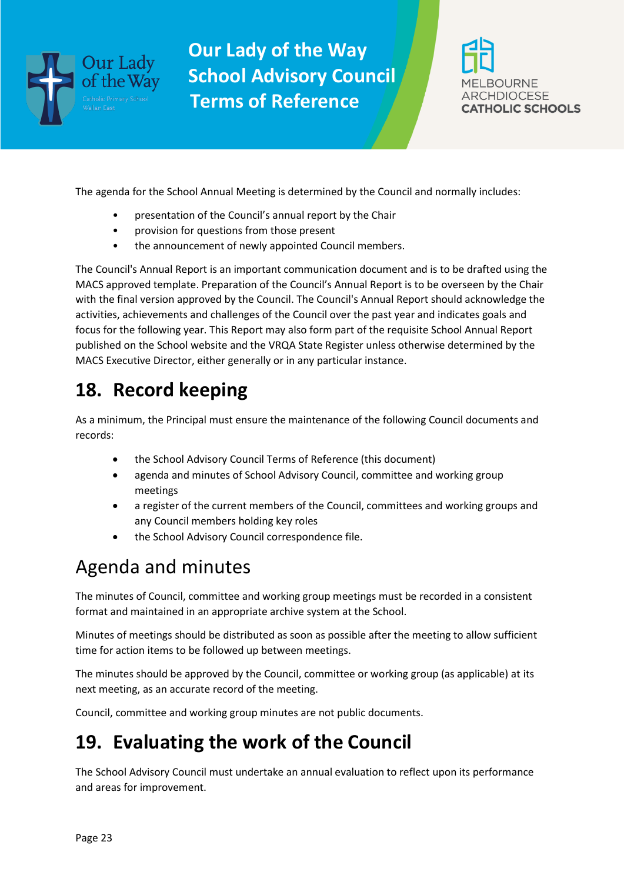The agenda for the School Annual Meeting is determined by the Council and normally includes:

- presentation of the Council's annual report by the Chair
- provision for questions from those present
- the announcement of newly appointed Council members.

The Council's Annual Report is an important communication document and is to be drafted using the MACS approved template. Preparation of the Council's Annual Report is to be overseen by the Chair with the final version approved by the Council. The Council's Annual Report should acknowledge the activities, achievements and challenges of the Council over the past year and indicates goals and focus for the following year. This Report may also form part of the requisite School Annual Report published on the School website and the VRQA State Register unless otherwise determined by the MACS Executive Director, either generally or in any particular instance.

# 18. Record keeping

As a minimum, the Principal must ensure the maintenance of the following Council documents and records:

- the School Advisory Council Terms of Reference (this document)
- agenda and minutes of School Advisory Council, committee and working group meetings
- a register of the current members of the Council, committees and working groups and any Council members holding key roles
- the School Advisory Council correspondence file.

## Agenda and minutes

The minutes of Council, committee and working group meetings must be recorded in a consistent format and maintained in an appropriate archive system at the School.

Minutes of meetings should be distributed as soon as possible after the meeting to allow sufficient time for action items to be followed up between meetings.

The minutes should be approved by the Council, committee or working group (as applicable) at its next meeting, as an accurate record of the meeting.

Council, committee and working group minutes are not public documents.

# 19. Evaluating the work of the Council

The School Advisory Council must undertake an annual evaluation to reflect upon its performance and areas for improvement.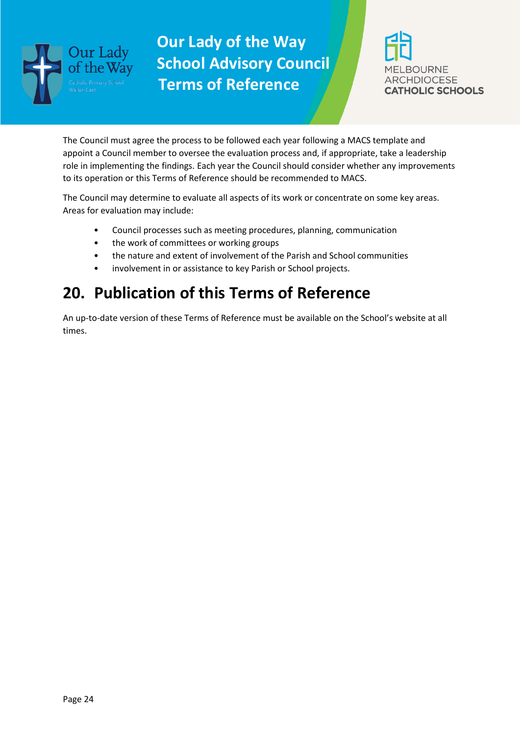The Council must agree the process to be followed each year following a MACS template and appoint a Council member to oversee the evaluation process and, if appropriate, take a leadership role in implementing the findings. Each year the Council should consider whether any improvements to its operation or this Terms of Reference should be recommended to MACS.

The Council may determine to evaluate all aspects of its work or concentrate on some key areas. Areas for evaluation may include:

- Council processes such as meeting procedures, planning, communication
- the work of committees or working groups
- the nature and extent of involvement of the Parish and School communities
- involvement in or assistance to key Parish or School projects.

# 20. Publication of this Terms of Reference

An up-to-date version of these Terms of Reference must be available on the School's website at all times.